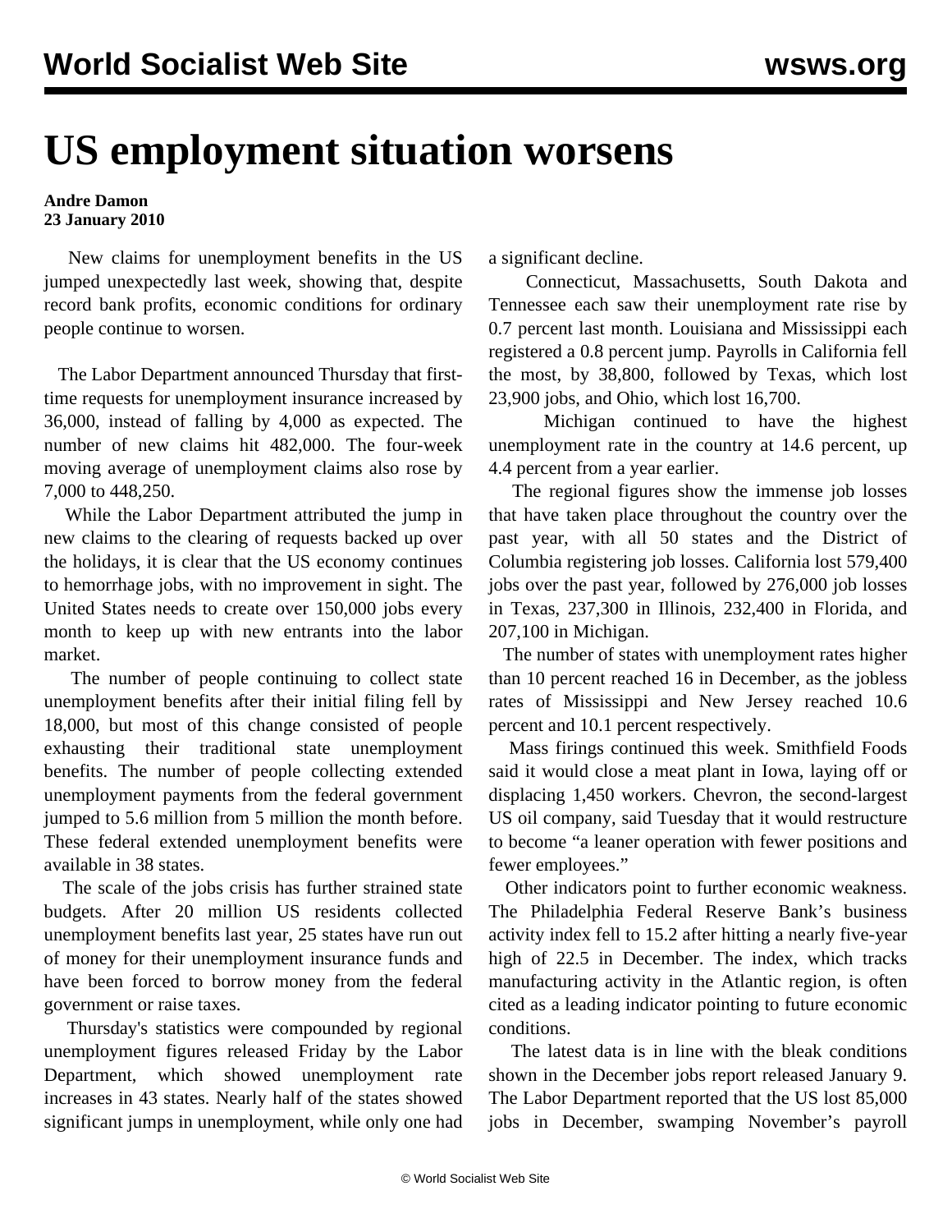# US employment situation worsens

**Andre Damon**
**23 January 2010**

New claims for unemployment benefits in the US jumped unexpectedly last week, showing that, despite record bank profits, economic conditions for ordinary people continue to worsen.

The Labor Department announced Thursday that first-time requests for unemployment insurance increased by 36,000, instead of falling by 4,000 as expected. The number of new claims hit 482,000. The four-week moving average of unemployment claims also rose by 7,000 to 448,250.

While the Labor Department attributed the jump in new claims to the clearing of requests backed up over the holidays, it is clear that the US economy continues to hemorrhage jobs, with no improvement in sight. The United States needs to create over 150,000 jobs every month to keep up with new entrants into the labor market.

The number of people continuing to collect state unemployment benefits after their initial filing fell by 18,000, but most of this change consisted of people exhausting their traditional state unemployment benefits. The number of people collecting extended unemployment payments from the federal government jumped to 5.6 million from 5 million the month before. These federal extended unemployment benefits were available in 38 states.

The scale of the jobs crisis has further strained state budgets. After 20 million US residents collected unemployment benefits last year, 25 states have run out of money for their unemployment insurance funds and have been forced to borrow money from the federal government or raise taxes.

Thursday's statistics were compounded by regional unemployment figures released Friday by the Labor Department, which showed unemployment rate increases in 43 states. Nearly half of the states showed significant jumps in unemployment, while only one had a significant decline.

Connecticut, Massachusetts, South Dakota and Tennessee each saw their unemployment rate rise by 0.7 percent last month. Louisiana and Mississippi each registered a 0.8 percent jump. Payrolls in California fell the most, by 38,800, followed by Texas, which lost 23,900 jobs, and Ohio, which lost 16,700.

Michigan continued to have the highest unemployment rate in the country at 14.6 percent, up 4.4 percent from a year earlier.

The regional figures show the immense job losses that have taken place throughout the country over the past year, with all 50 states and the District of Columbia registering job losses. California lost 579,400 jobs over the past year, followed by 276,000 job losses in Texas, 237,300 in Illinois, 232,400 in Florida, and 207,100 in Michigan.

The number of states with unemployment rates higher than 10 percent reached 16 in December, as the jobless rates of Mississippi and New Jersey reached 10.6 percent and 10.1 percent respectively.

Mass firings continued this week. Smithfield Foods said it would close a meat plant in Iowa, laying off or displacing 1,450 workers. Chevron, the second-largest US oil company, said Tuesday that it would restructure to become "a leaner operation with fewer positions and fewer employees."

Other indicators point to further economic weakness. The Philadelphia Federal Reserve Bank's business activity index fell to 15.2 after hitting a nearly five-year high of 22.5 in December. The index, which tracks manufacturing activity in the Atlantic region, is often cited as a leading indicator pointing to future economic conditions.

The latest data is in line with the bleak conditions shown in the December jobs report released January 9. The Labor Department reported that the US lost 85,000 jobs in December, swamping November's payroll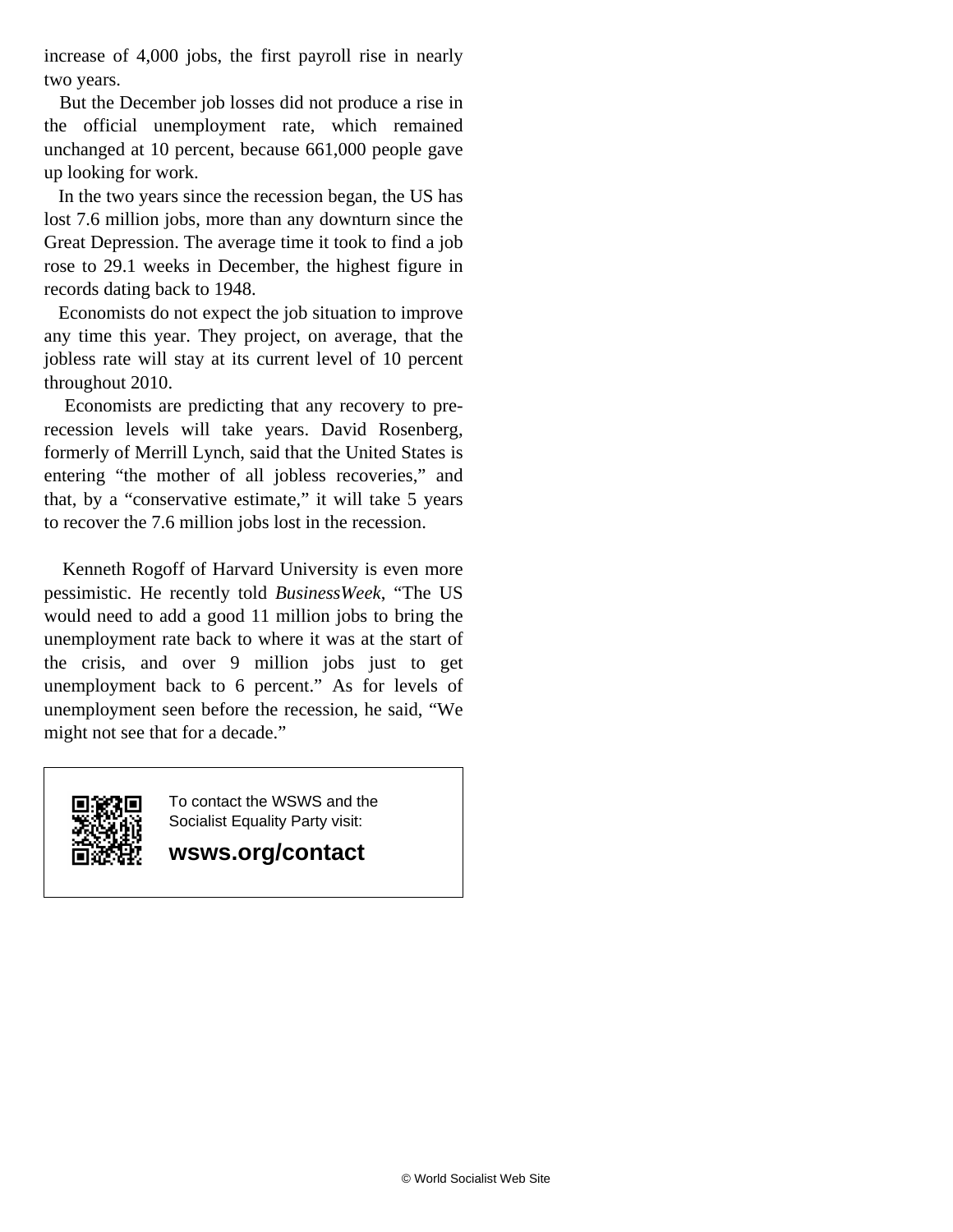increase of 4,000 jobs, the first payroll rise in nearly two years.

But the December job losses did not produce a rise in the official unemployment rate, which remained unchanged at 10 percent, because 661,000 people gave up looking for work.

In the two years since the recession began, the US has lost 7.6 million jobs, more than any downturn since the Great Depression. The average time it took to find a job rose to 29.1 weeks in December, the highest figure in records dating back to 1948.

Economists do not expect the job situation to improve any time this year. They project, on average, that the jobless rate will stay at its current level of 10 percent throughout 2010.

Economists are predicting that any recovery to pre-recession levels will take years. David Rosenberg, formerly of Merrill Lynch, said that the United States is entering "the mother of all jobless recoveries," and that, by a "conservative estimate," it will take 5 years to recover the 7.6 million jobs lost in the recession.

Kenneth Rogoff of Harvard University is even more pessimistic. He recently told *BusinessWeek*, "The US would need to add a good 11 million jobs to bring the unemployment rate back to where it was at the start of the crisis, and over 9 million jobs just to get unemployment back to 6 percent." As for levels of unemployment seen before the recession, he said, "We might not see that for a decade."

To contact the WSWS and the Socialist Equality Party visit:

**wsws.org/contact**

© World Socialist Web Site